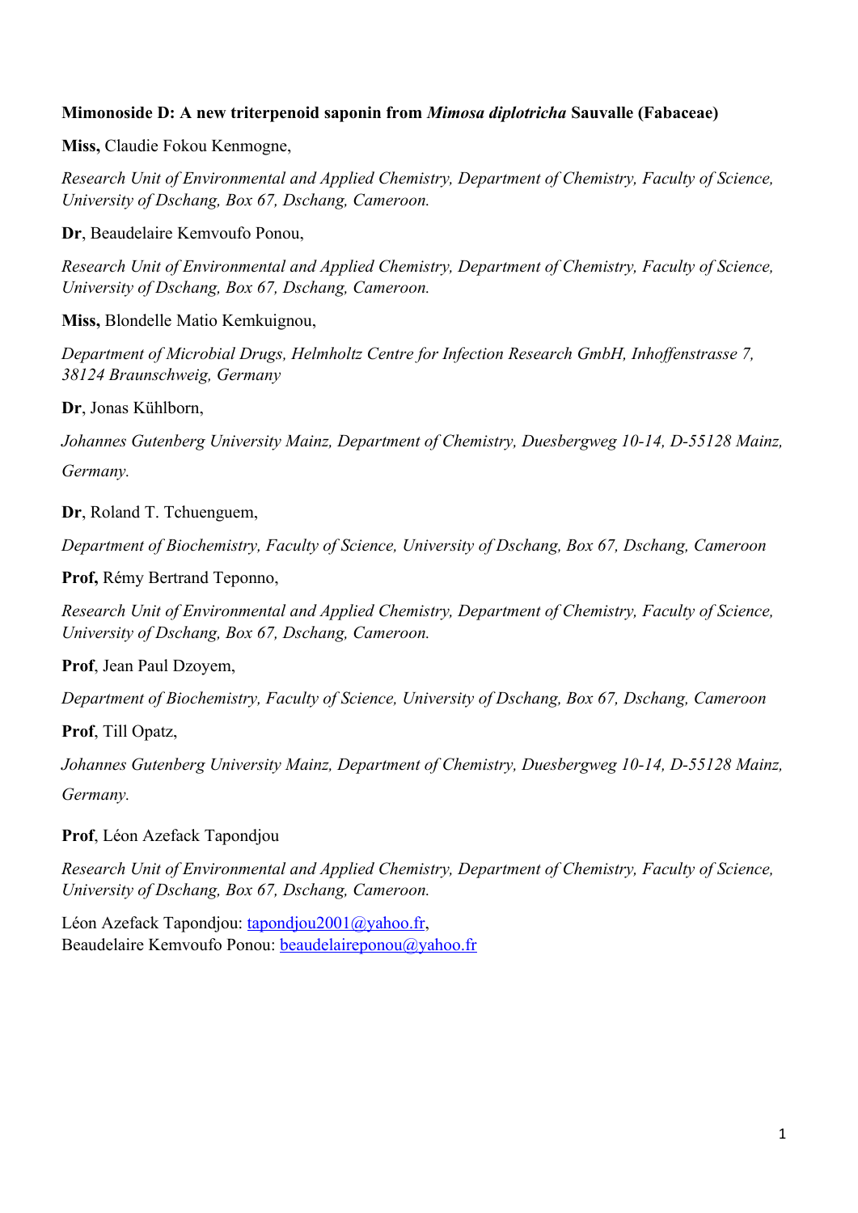**Mimonoside D: A new triterpenoid saponin from *Mimosa diplotricha* Sauvalle (Fabaceae)**

**Miss,** Claudie Fokou Kenmogne,

*Research Unit of Environmental and Applied Chemistry, Department of Chemistry, Faculty of Science, University of Dschang, Box 67, Dschang, Cameroon.*

**Dr**, Beaudelaire Kemvoufo Ponou,

*Research Unit of Environmental and Applied Chemistry, Department of Chemistry, Faculty of Science, University of Dschang, Box 67, Dschang, Cameroon.*

**Miss,** Blondelle Matio Kemkuignou,

*Department of Microbial Drugs, Helmholtz Centre for Infection Research GmbH, Inhoffenstrasse 7, 38124 Braunschweig, Germany*

**Dr**, Jonas Kühlborn,

*Johannes Gutenberg University Mainz, Department of Chemistry, Duesbergweg 10-14, D-55128 Mainz, Germany.*

**Dr**, Roland T. Tchuenguem,

*Department of Biochemistry, Faculty of Science, University of Dschang, Box 67, Dschang, Cameroon*

**Prof,** Rémy Bertrand Teponno,

*Research Unit of Environmental and Applied Chemistry, Department of Chemistry, Faculty of Science, University of Dschang, Box 67, Dschang, Cameroon.*

**Prof**, Jean Paul Dzoyem,

*Department of Biochemistry, Faculty of Science, University of Dschang, Box 67, Dschang, Cameroon*

**Prof**, Till Opatz,

*Johannes Gutenberg University Mainz, Department of Chemistry, Duesbergweg 10-14, D-55128 Mainz, Germany.*

**Prof**, Léon Azefack Tapondjou

*Research Unit of Environmental and Applied Chemistry, Department of Chemistry, Faculty of Science, University of Dschang, Box 67, Dschang, Cameroon.*

Léon Azefack Tapondjou: tapondjou2001@yahoo.fr,
Beaudelaire Kemvoufo Ponou: beaudelaireponou@yahoo.fr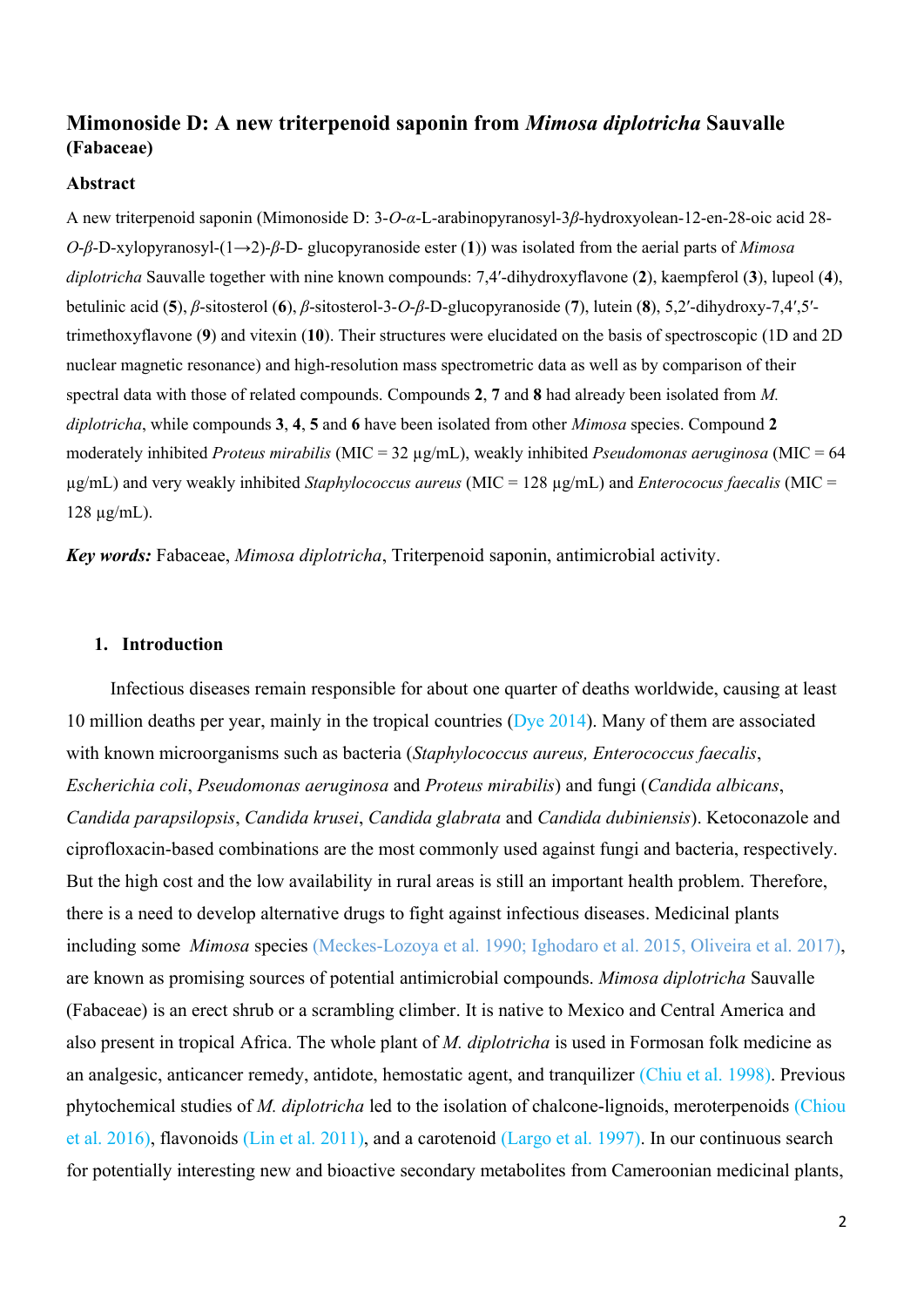## Mimonoside D: A new triterpenoid saponin from *Mimosa diplotricha* Sauvalle (Fabaceae)

### Abstract

A new triterpenoid saponin (Mimonoside D: 3-*O*-*α*-L-arabinopyranosyl-3*β*-hydroxyolean-12-en-28-oic acid 28-*O*-*β*-D-xylopyranosyl-(1→2)-*β*-D- glucopyranoside ester (**1**)) was isolated from the aerial parts of *Mimosa diplotricha* Sauvalle together with nine known compounds: 7,4′-dihydroxyflavone (**2**), kaempferol (**3**), lupeol (**4**), betulinic acid (**5**), *β*-sitosterol (**6**), *β*-sitosterol-3-*O*-*β*-D-glucopyranoside (**7**), lutein (**8**), 5,2′-dihydroxy-7,4′,5′-trimethoxyflavone (**9**) and vitexin (**10**). Their structures were elucidated on the basis of spectroscopic (1D and 2D nuclear magnetic resonance) and high-resolution mass spectrometric data as well as by comparison of their spectral data with those of related compounds. Compounds **2**, **7** and **8** had already been isolated from *M. diplotricha*, while compounds **3**, **4**, **5** and **6** have been isolated from other *Mimosa* species. Compound **2** moderately inhibited *Proteus mirabilis* (MIC = 32 µg/mL), weakly inhibited *Pseudomonas aeruginosa* (MIC = 64 µg/mL) and very weakly inhibited *Staphylococcus aureus* (MIC = 128 µg/mL) and *Enterococus faecalis* (MIC = 128 µg/mL).

***Key words:*** Fabaceae, *Mimosa diplotricha*, Triterpenoid saponin, antimicrobial activity.

### 1. Introduction

Infectious diseases remain responsible for about one quarter of deaths worldwide, causing at least 10 million deaths per year, mainly in the tropical countries (Dye 2014). Many of them are associated with known microorganisms such as bacteria (*Staphylococcus aureus, Enterococcus faecalis*, *Escherichia coli*, *Pseudomonas aeruginosa* and *Proteus mirabilis*) and fungi (*Candida albicans*, *Candida parapsilopsis*, *Candida krusei*, *Candida glabrata* and *Candida dubiniensis*). Ketoconazole and ciprofloxacin-based combinations are the most commonly used against fungi and bacteria, respectively. But the high cost and the low availability in rural areas is still an important health problem. Therefore, there is a need to develop alternative drugs to fight against infectious diseases. Medicinal plants including some *Mimosa* species (Meckes-Lozoya et al. 1990; Ighodaro et al. 2015, Oliveira et al. 2017), are known as promising sources of potential antimicrobial compounds. *Mimosa diplotricha* Sauvalle (Fabaceae) is an erect shrub or a scrambling climber. It is native to Mexico and Central America and also present in tropical Africa. The whole plant of *M. diplotricha* is used in Formosan folk medicine as an analgesic, anticancer remedy, antidote, hemostatic agent, and tranquilizer (Chiu et al. 1998). Previous phytochemical studies of *M. diplotricha* led to the isolation of chalcone-lignoids, meroterpenoids (Chiou et al. 2016), flavonoids (Lin et al. 2011), and a carotenoid (Largo et al. 1997). In our continuous search for potentially interesting new and bioactive secondary metabolites from Cameroonian medicinal plants,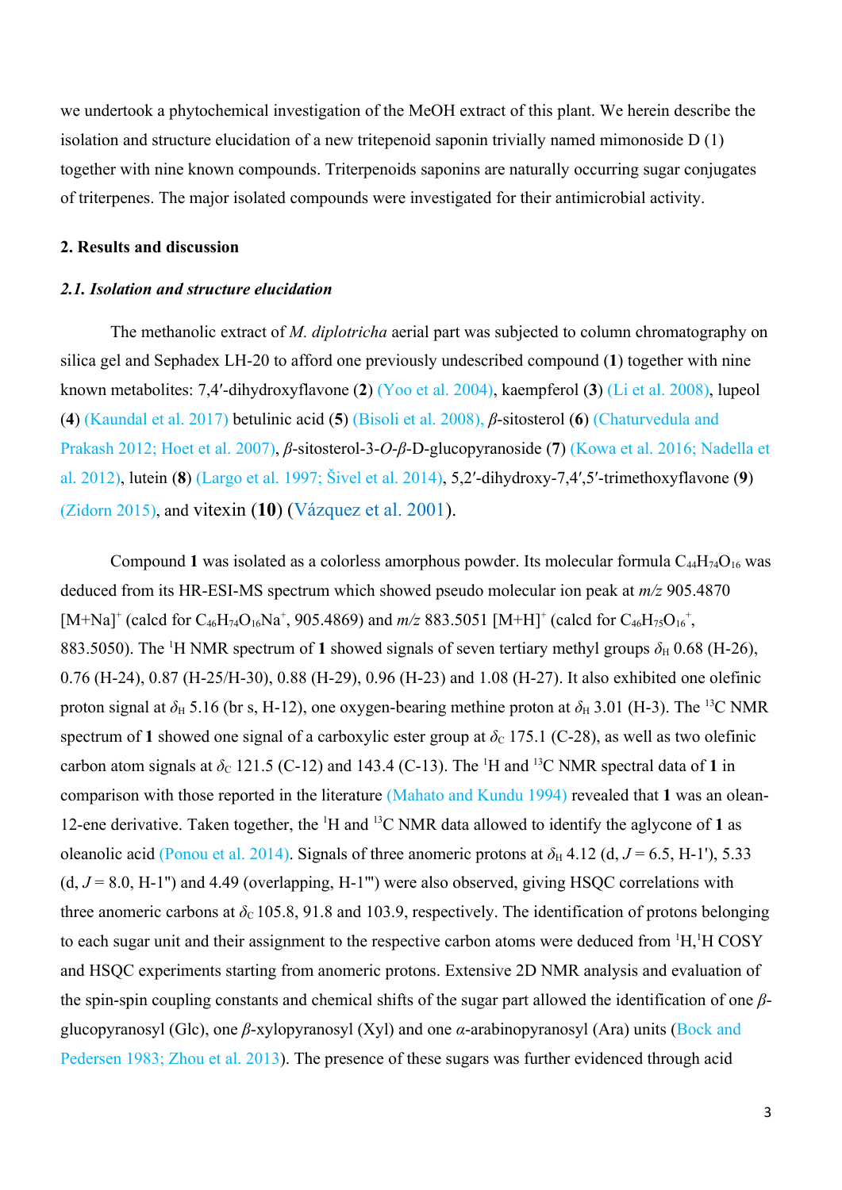we undertook a phytochemical investigation of the MeOH extract of this plant. We herein describe the isolation and structure elucidation of a new tritepenoid saponin trivially named mimonoside D (1) together with nine known compounds. Triterpenoids saponins are naturally occurring sugar conjugates of triterpenes. The major isolated compounds were investigated for their antimicrobial activity.

## 2. Results and discussion

### *2.1. Isolation and structure elucidation*

The methanolic extract of *M. diplotricha* aerial part was subjected to column chromatography on silica gel and Sephadex LH-20 to afford one previously undescribed compound (**1**) together with nine known metabolites: 7,4′-dihydroxyflavone (**2**) (Yoo et al. 2004), kaempferol (**3**) (Li et al. 2008), lupeol (**4**) (Kaundal et al. 2017) betulinic acid (**5**) (Bisoli et al. 2008), *β*-sitosterol (**6**) (Chaturvedula and Prakash 2012; Hoet et al. 2007), *β*-sitosterol-3-*O*-*β*-D-glucopyranoside (**7**) (Kowa et al. 2016; Nadella et al. 2012), lutein (**8**) (Largo et al. 1997; Šivel et al. 2014), 5,2′-dihydroxy-7,4′,5′-trimethoxyflavone (**9**) (Zidorn 2015), and vitexin (**10**) (Vázquez et al. 2001).

Compound **1** was isolated as a colorless amorphous powder. Its molecular formula $C_{44}H_{74}O_{16}$ was deduced from its HR-ESI-MS spectrum which showed pseudo molecular ion peak at *m/z* 905.4870 $[M+Na]^+$ (calcd for $C_{46}H_{74}O_{16}Na^+$, 905.4869) and *m/z* 883.5051 $[M+H]^+$ (calcd for $C_{46}H_{75}O_{16}^+$, 883.5050). The $^1$H NMR spectrum of **1** showed signals of seven tertiary methyl groups $\delta_H$ 0.68 (H-26), 0.76 (H-24), 0.87 (H-25/H-30), 0.88 (H-29), 0.96 (H-23) and 1.08 (H-27). It also exhibited one olefinic proton signal at $\delta_H$ 5.16 (br s, H-12), one oxygen-bearing methine proton at $\delta_H$ 3.01 (H-3). The $^{13}$C NMR spectrum of **1** showed one signal of a carboxylic ester group at $\delta_C$ 175.1 (C-28), as well as two olefinic carbon atom signals at $\delta_C$ 121.5 (C-12) and 143.4 (C-13). The $^1$H and $^{13}$C NMR spectral data of **1** in comparison with those reported in the literature (Mahato and Kundu 1994) revealed that **1** was an olean-12-ene derivative. Taken together, the $^1$H and $^{13}$C NMR data allowed to identify the aglycone of **1** as oleanolic acid (Ponou et al. 2014). Signals of three anomeric protons at $\delta_H$ 4.12 (d, $J$ = 6.5, H-1'), 5.33 (d, $J$ = 8.0, H-1'') and 4.49 (overlapping, H-1''') were also observed, giving HSQC correlations with three anomeric carbons at $\delta_C$ 105.8, 91.8 and 103.9, respectively. The identification of protons belonging to each sugar unit and their assignment to the respective carbon atoms were deduced from $^1$H,$^1$H COSY and HSQC experiments starting from anomeric protons. Extensive 2D NMR analysis and evaluation of the spin-spin coupling constants and chemical shifts of the sugar part allowed the identification of one *β*-glucopyranosyl (Glc), one *β*-xylopyranosyl (Xyl) and one *α*-arabinopyranosyl (Ara) units (Bock and Pedersen 1983; Zhou et al. 2013). The presence of these sugars was further evidenced through acid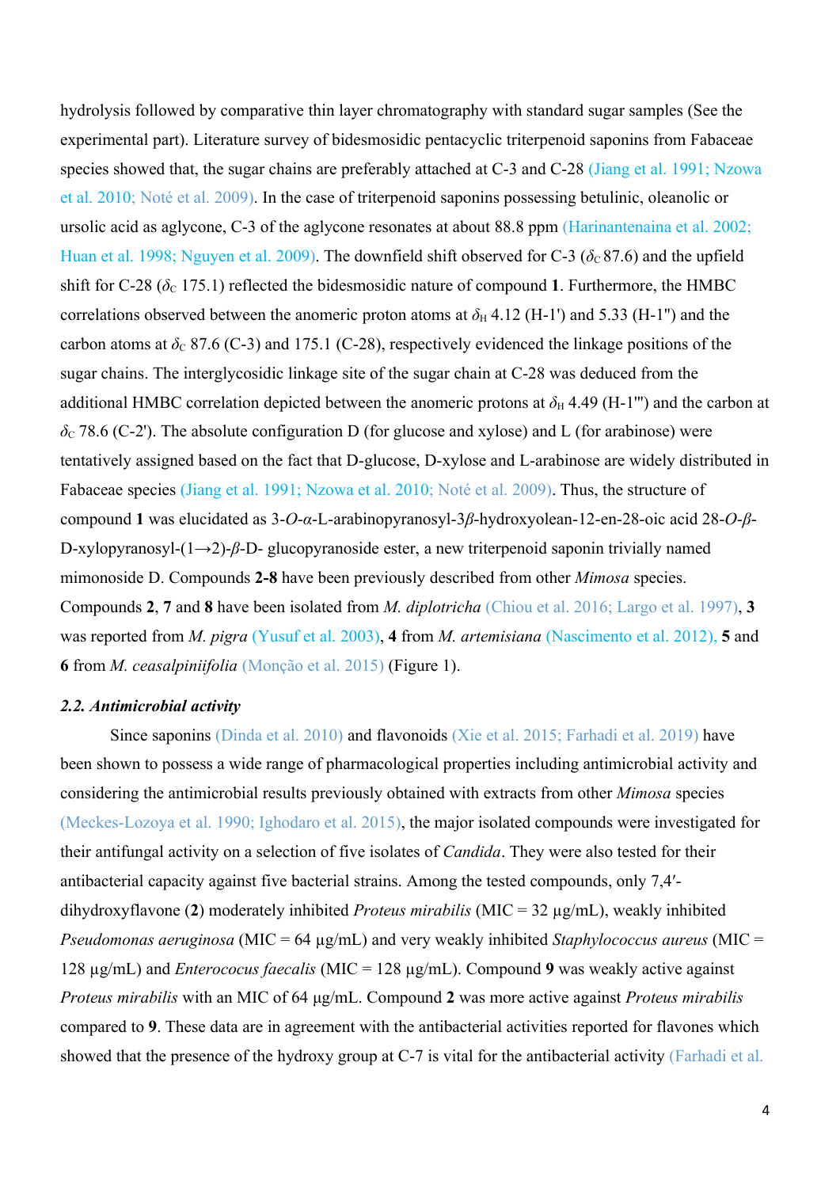hydrolysis followed by comparative thin layer chromatography with standard sugar samples (See the experimental part). Literature survey of bidesmosidic pentacyclic triterpenoid saponins from Fabaceae species showed that, the sugar chains are preferably attached at C-3 and C-28 (Jiang et al. 1991; Nzowa et al. 2010; Noté et al. 2009). In the case of triterpenoid saponins possessing betulinic, oleanolic or ursolic acid as aglycone, C-3 of the aglycone resonates at about 88.8 ppm (Harinantenaina et al. 2002; Huan et al. 1998; Nguyen et al. 2009). The downfield shift observed for C-3 ($\delta_C$ 87.6) and the upfield shift for C-28 ($\delta_C$ 175.1) reflected the bidesmosidic nature of compound **1**. Furthermore, the HMBC correlations observed between the anomeric proton atoms at $\delta_H$ 4.12 (H-1') and 5.33 (H-1'') and the carbon atoms at $\delta_C$ 87.6 (C-3) and 175.1 (C-28), respectively evidenced the linkage positions of the sugar chains. The interglycosidic linkage site of the sugar chain at C-28 was deduced from the additional HMBC correlation depicted between the anomeric protons at $\delta_H$ 4.49 (H-1''') and the carbon at $\delta_C$ 78.6 (C-2'). The absolute configuration D (for glucose and xylose) and L (for arabinose) were tentatively assigned based on the fact that D-glucose, D-xylose and L-arabinose are widely distributed in Fabaceae species (Jiang et al. 1991; Nzowa et al. 2010; Noté et al. 2009). Thus, the structure of compound **1** was elucidated as 3-*O*-*α*-L-arabinopyranosyl-3*β*-hydroxyolean-12-en-28-oic acid 28-*O*-*β*-D-xylopyranosyl-(1→2)-*β*-D- glucopyranoside ester, a new triterpenoid saponin trivially named mimonoside D. Compounds **2-8** have been previously described from other *Mimosa* species. Compounds **2**, **7** and **8** have been isolated from *M. diplotricha* (Chiou et al. 2016; Largo et al. 1997), **3** was reported from *M. pigra* (Yusuf et al. 2003), **4** from *M. artemisiana* (Nascimento et al. 2012), **5** and **6** from *M. ceasalpiniifolia* (Monção et al. 2015) (Figure 1).

### *2.2. Antimicrobial activity*

Since saponins (Dinda et al. 2010) and flavonoids (Xie et al. 2015; Farhadi et al. 2019) have been shown to possess a wide range of pharmacological properties including antimicrobial activity and considering the antimicrobial results previously obtained with extracts from other *Mimosa* species (Meckes-Lozoya et al. 1990; Ighodaro et al. 2015), the major isolated compounds were investigated for their antifungal activity on a selection of five isolates of *Candida*. They were also tested for their antibacterial capacity against five bacterial strains. Among the tested compounds, only 7,4′-dihydroxyflavone (**2**) moderately inhibited *Proteus mirabilis* (MIC = 32 µg/mL), weakly inhibited *Pseudomonas aeruginosa* (MIC = 64 µg/mL) and very weakly inhibited *Staphylococcus aureus* (MIC = 128 µg/mL) and *Enterococcus faecalis* (MIC = 128 µg/mL). Compound **9** was weakly active against *Proteus mirabilis* with an MIC of 64 µg/mL. Compound **2** was more active against *Proteus mirabilis* compared to **9**. These data are in agreement with the antibacterial activities reported for flavones which showed that the presence of the hydroxy group at C-7 is vital for the antibacterial activity (Farhadi et al.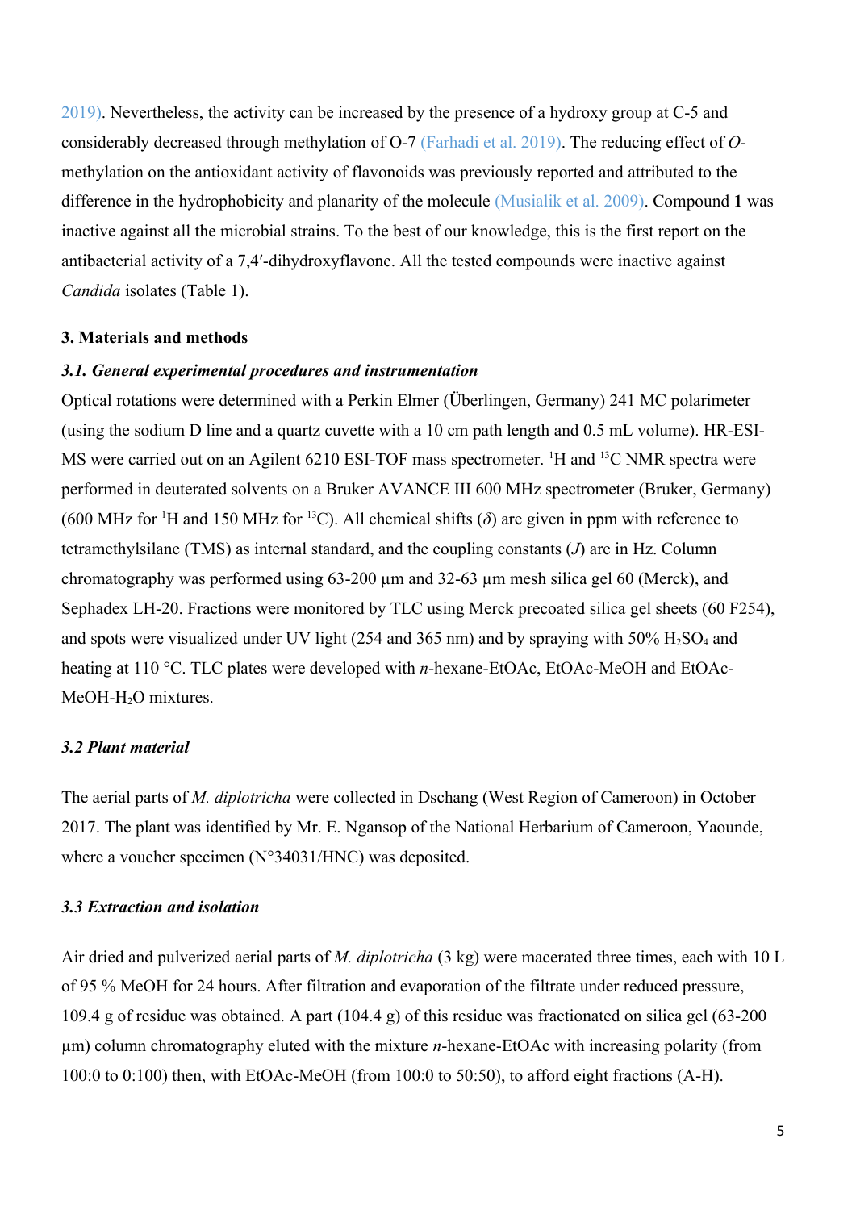2019). Nevertheless, the activity can be increased by the presence of a hydroxy group at C-5 and considerably decreased through methylation of O-7 (Farhadi et al. 2019). The reducing effect of *O*-methylation on the antioxidant activity of flavonoids was previously reported and attributed to the difference in the hydrophobicity and planarity of the molecule (Musialik et al. 2009). Compound **1** was inactive against all the microbial strains. To the best of our knowledge, this is the first report on the antibacterial activity of a 7,4′-dihydroxyflavone. All the tested compounds were inactive against *Candida* isolates (Table 1).

## 3. Materials and methods

### *3.1. General experimental procedures and instrumentation*

Optical rotations were determined with a Perkin Elmer (Überlingen, Germany) 241 MC polarimeter (using the sodium D line and a quartz cuvette with a 10 cm path length and 0.5 mL volume). HR-ESI-MS were carried out on an Agilent 6210 ESI-TOF mass spectrometer. $^{1}$H and $^{13}$C NMR spectra were performed in deuterated solvents on a Bruker AVANCE III 600 MHz spectrometer (Bruker, Germany) (600 MHz for $^{1}$H and 150 MHz for $^{13}$C). All chemical shifts ($\delta$) are given in ppm with reference to tetramethylsilane (TMS) as internal standard, and the coupling constants ($J$) are in Hz. Column chromatography was performed using 63-200 µm and 32-63 µm mesh silica gel 60 (Merck), and Sephadex LH-20. Fractions were monitored by TLC using Merck precoated silica gel sheets (60 F254), and spots were visualized under UV light (254 and 365 nm) and by spraying with 50% $H_2SO_4$ and heating at 110 °C. TLC plates were developed with *n*-hexane-EtOAc, EtOAc-MeOH and EtOAc-MeOH-$H_2O$ mixtures.

### *3.2 Plant material*

The aerial parts of *M. diplotricha* were collected in Dschang (West Region of Cameroon) in October 2017. The plant was identified by Mr. E. Ngansop of the National Herbarium of Cameroon, Yaounde, where a voucher specimen (N°34031/HNC) was deposited.

### *3.3 Extraction and isolation*

Air dried and pulverized aerial parts of *M. diplotricha* (3 kg) were macerated three times, each with 10 L of 95 % MeOH for 24 hours. After filtration and evaporation of the filtrate under reduced pressure, 109.4 g of residue was obtained. A part (104.4 g) of this residue was fractionated on silica gel (63-200 µm) column chromatography eluted with the mixture *n*-hexane-EtOAc with increasing polarity (from 100:0 to 0:100) then, with EtOAc-MeOH (from 100:0 to 50:50), to afford eight fractions (A-H).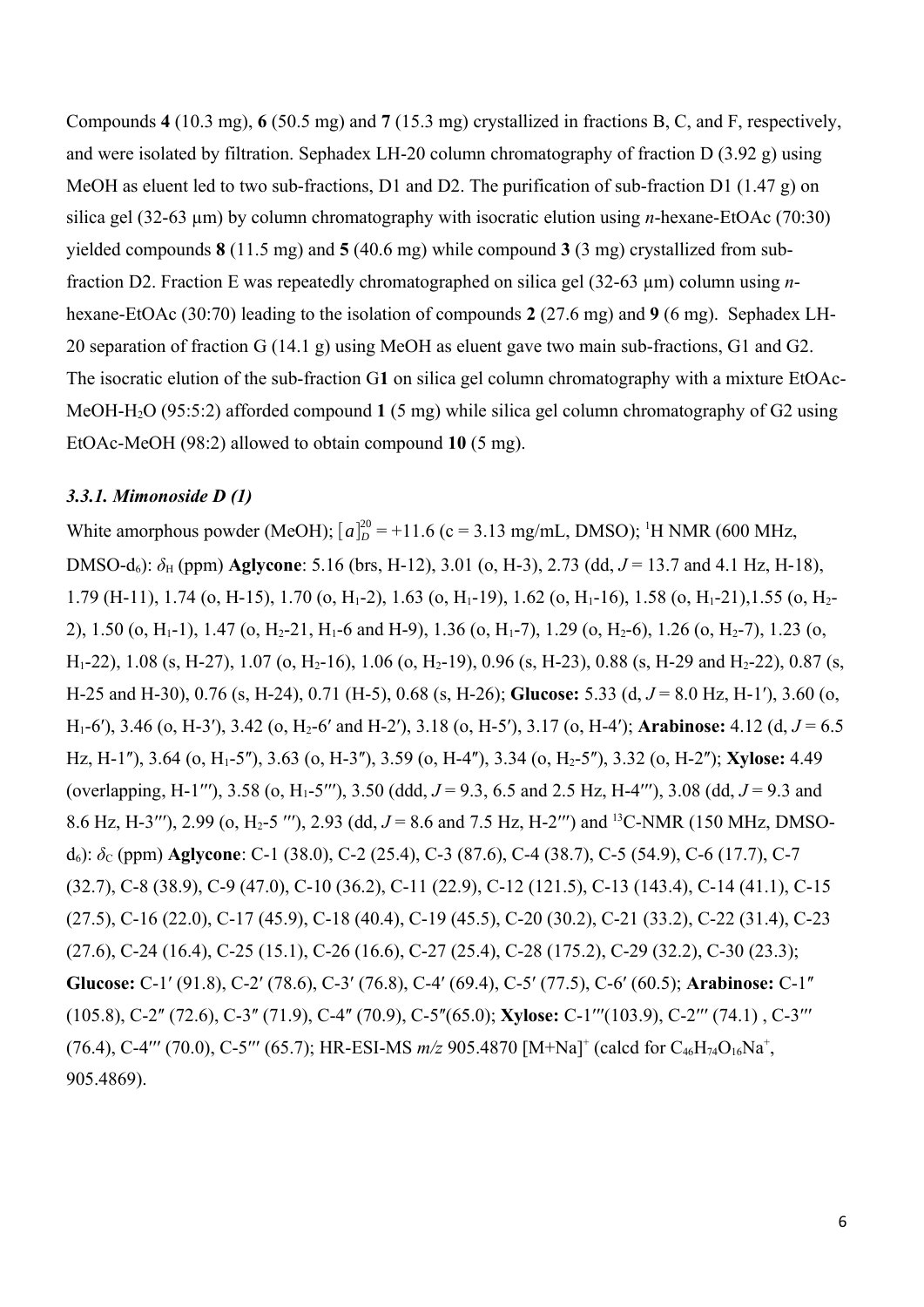Compounds **4** (10.3 mg), **6** (50.5 mg) and **7** (15.3 mg) crystallized in fractions B, C, and F, respectively, and were isolated by filtration. Sephadex LH-20 column chromatography of fraction D (3.92 g) using MeOH as eluent led to two sub-fractions, D1 and D2. The purification of sub-fraction D1 (1.47 g) on silica gel (32-63 µm) by column chromatography with isocratic elution using *n*-hexane-EtOAc (70:30) yielded compounds **8** (11.5 mg) and **5** (40.6 mg) while compound **3** (3 mg) crystallized from sub-fraction D2. Fraction E was repeatedly chromatographed on silica gel (32-63 µm) column using *n*-hexane-EtOAc (30:70) leading to the isolation of compounds **2** (27.6 mg) and **9** (6 mg). Sephadex LH-20 separation of fraction G (14.1 g) using MeOH as eluent gave two main sub-fractions, G1 and G2. The isocratic elution of the sub-fraction G**1** on silica gel column chromatography with a mixture EtOAc-MeOH-$H_2O$ (95:5:2) afforded compound **1** (5 mg) while silica gel column chromatography of G2 using EtOAc-MeOH (98:2) allowed to obtain compound **10** (5 mg).

### *3.3.1. Mimonoside D (1)*

White amorphous powder (MeOH); $[a]_D^{20}$ = +11.6 (c = 3.13 mg/mL, DMSO); $^1$H NMR (600 MHz, DMSO-$d_6$): $\delta_H$ (ppm) **Aglycone**: 5.16 (brs, H-12), 3.01 (o, H-3), 2.73 (dd, *J* = 13.7 and 4.1 Hz, H-18), 1.79 (H-11), 1.74 (o, H-15), 1.70 (o, $H_1$-2), 1.63 (o, $H_1$-19), 1.62 (o, $H_1$-16), 1.58 (o, $H_1$-21), 1.55 (o, $H_2$-2), 1.50 (o, $H_1$-1), 1.47 (o, $H_2$-21, $H_1$-6 and H-9), 1.36 (o, $H_1$-7), 1.29 (o, $H_2$-6), 1.26 (o, $H_2$-7), 1.23 (o, $H_1$-22), 1.08 (s, H-27), 1.07 (o, $H_2$-16), 1.06 (o, $H_2$-19), 0.96 (s, H-23), 0.88 (s, H-29 and $H_2$-22), 0.87 (s, H-25 and H-30), 0.76 (s, H-24), 0.71 (H-5), 0.68 (s, H-26); **Glucose:** 5.33 (d, *J* = 8.0 Hz, H-1′), 3.60 (o, $H_1$-6′), 3.46 (o, H-3′), 3.42 (o, $H_2$-6′ and H-2′), 3.18 (o, H-5′), 3.17 (o, H-4′); **Arabinose:** 4.12 (d, *J* = 6.5 Hz, H-1″), 3.64 (o, $H_1$-5″), 3.63 (o, H-3″), 3.59 (o, H-4″), 3.34 (o, $H_2$-5″), 3.32 (o, H-2″); **Xylose:** 4.49 (overlapping, H-1‴), 3.58 (o, $H_1$-5‴), 3.50 (ddd, *J* = 9.3, 6.5 and 2.5 Hz, H-4‴), 3.08 (dd, *J* = 9.3 and 8.6 Hz, H-3‴), 2.99 (o, $H_2$-5 ‴), 2.93 (dd, *J* = 8.6 and 7.5 Hz, H-2‴) and $^{13}$C-NMR (150 MHz, DMSO-$d_6$): $\delta_C$ (ppm) **Aglycone**: C-1 (38.0), C-2 (25.4), C-3 (87.6), C-4 (38.7), C-5 (54.9), C-6 (17.7), C-7 (32.7), C-8 (38.9), C-9 (47.0), C-10 (36.2), C-11 (22.9), C-12 (121.5), C-13 (143.4), C-14 (41.1), C-15 (27.5), C-16 (22.0), C-17 (45.9), C-18 (40.4), C-19 (45.5), C-20 (30.2), C-21 (33.2), C-22 (31.4), C-23 (27.6), C-24 (16.4), C-25 (15.1), C-26 (16.6), C-27 (25.4), C-28 (175.2), C-29 (32.2), C-30 (23.3); **Glucose:** C-1′ (91.8), C-2′ (78.6), C-3′ (76.8), C-4′ (69.4), C-5′ (77.5), C-6′ (60.5); **Arabinose:** C-1″ (105.8), C-2″ (72.6), C-3″ (71.9), C-4″ (70.9), C-5″(65.0); **Xylose:** C-1‴(103.9), C-2‴ (74.1) , C-3‴ (76.4), C-4‴ (70.0), C-5‴ (65.7); HR-ESI-MS *m/z* 905.4870 $[M+Na]^+$ (calcd for $C_{46}H_{74}O_{16}Na^+$, 905.4869).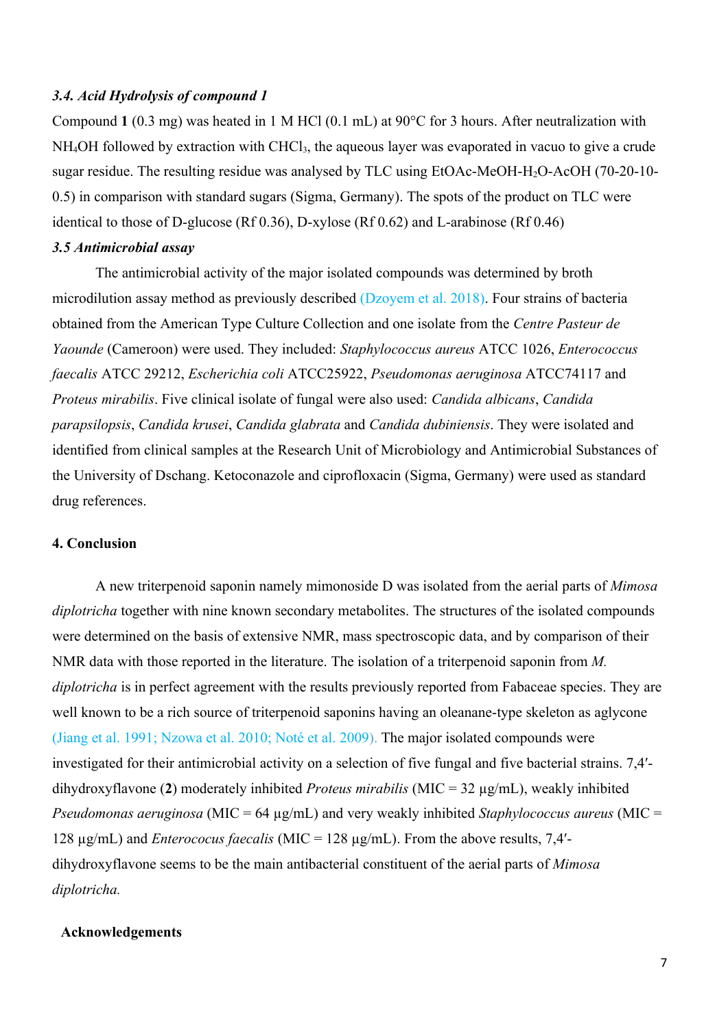### *3.4. Acid Hydrolysis of compound 1*

Compound **1** (0.3 mg) was heated in 1 M HCl (0.1 mL) at 90°C for 3 hours. After neutralization with $NH_4OH$ followed by extraction with $CHCl_3$, the aqueous layer was evaporated in vacuo to give a crude sugar residue. The resulting residue was analysed by TLC using EtOAc-MeOH-$H_2O$-AcOH (70-20-10-0.5) in comparison with standard sugars (Sigma, Germany). The spots of the product on TLC were identical to those of D-glucose (Rf 0.36), D-xylose (Rf 0.62) and L-arabinose (Rf 0.46)

### *3.5 Antimicrobial assay*

The antimicrobial activity of the major isolated compounds was determined by broth microdilution assay method as previously described (Dzoyem et al. 2018). Four strains of bacteria obtained from the American Type Culture Collection and one isolate from the *Centre Pasteur de Yaounde* (Cameroon) were used. They included: *Staphylococcus aureus* ATCC 1026, *Enterococcus faecalis* ATCC 29212, *Escherichia coli* ATCC25922, *Pseudomonas aeruginosa* ATCC74117 and *Proteus mirabilis*. Five clinical isolate of fungal were also used: *Candida albicans*, *Candida parapsilopsis*, *Candida krusei*, *Candida glabrata* and *Candida dubiniensis*. They were isolated and identified from clinical samples at the Research Unit of Microbiology and Antimicrobial Substances of the University of Dschang. Ketoconazole and ciprofloxacin (Sigma, Germany) were used as standard drug references.

## 4. Conclusion

A new triterpenoid saponin namely mimonoside D was isolated from the aerial parts of *Mimosa diplotricha* together with nine known secondary metabolites. The structures of the isolated compounds were determined on the basis of extensive NMR, mass spectroscopic data, and by comparison of their NMR data with those reported in the literature. The isolation of a triterpenoid saponin from *M. diplotricha* is in perfect agreement with the results previously reported from Fabaceae species. They are well known to be a rich source of triterpenoid saponins having an oleanane-type skeleton as aglycone (Jiang et al. 1991; Nzowa et al. 2010; Noté et al. 2009). The major isolated compounds were investigated for their antimicrobial activity on a selection of five fungal and five bacterial strains. 7,4′-dihydroxyflavone (**2**) moderately inhibited *Proteus mirabilis* (MIC = 32 µg/mL), weakly inhibited *Pseudomonas aeruginosa* (MIC = 64 µg/mL) and very weakly inhibited *Staphylococcus aureus* (MIC = 128 µg/mL) and *Enterococcus faecalis* (MIC = 128 µg/mL). From the above results, 7,4′-dihydroxyflavone seems to be the main antibacterial constituent of the aerial parts of *Mimosa diplotricha.*

## Acknowledgements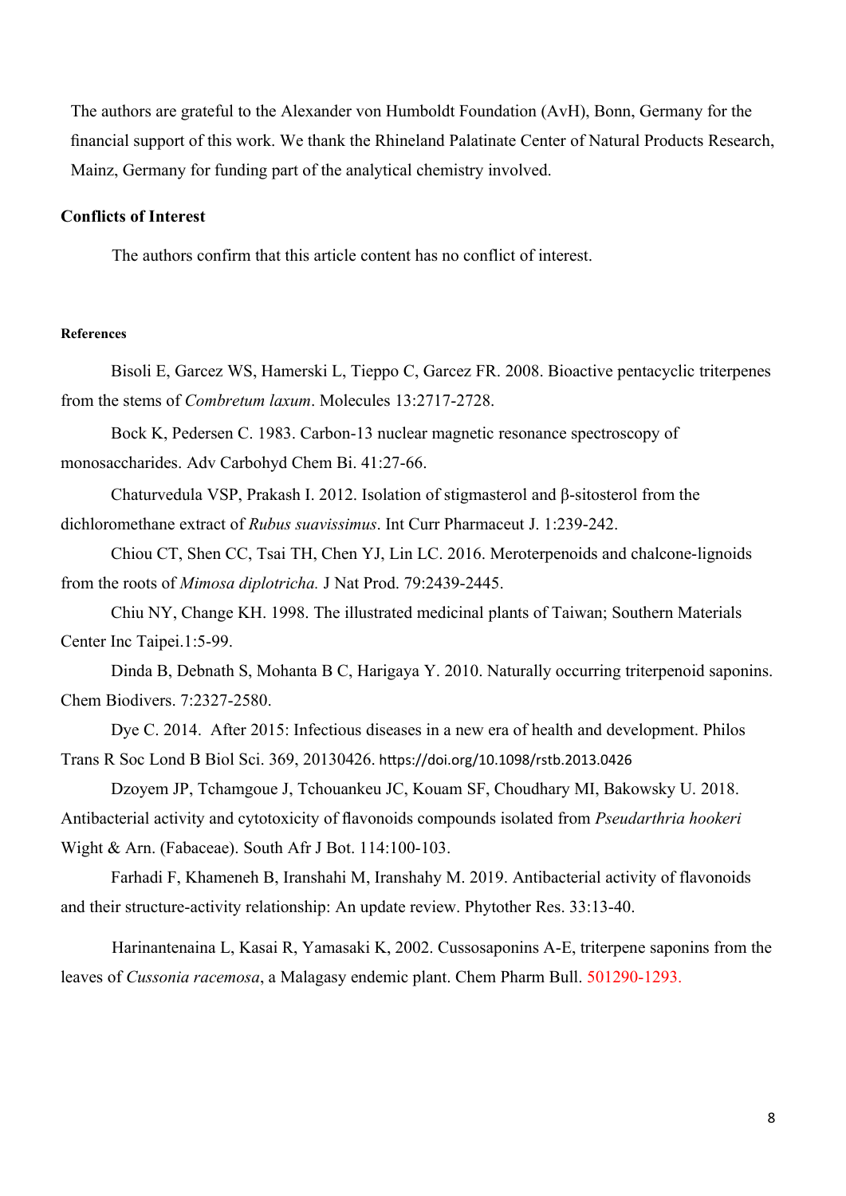The authors are grateful to the Alexander von Humboldt Foundation (AvH), Bonn, Germany for the financial support of this work. We thank the Rhineland Palatinate Center of Natural Products Research, Mainz, Germany for funding part of the analytical chemistry involved.

## Conflicts of Interest

The authors confirm that this article content has no conflict of interest.

#### References

Bisoli E, Garcez WS, Hamerski L, Tieppo C, Garcez FR. 2008. Bioactive pentacyclic triterpenes from the stems of *Combretum laxum*. Molecules 13:2717-2728.

Bock K, Pedersen C. 1983. Carbon-13 nuclear magnetic resonance spectroscopy of monosaccharides. Adv Carbohyd Chem Bi. 41:27-66.

Chaturvedula VSP, Prakash I. 2012. Isolation of stigmasterol and β-sitosterol from the dichloromethane extract of *Rubus suavissimus*. Int Curr Pharmaceut J. 1:239-242.

Chiou CT, Shen CC, Tsai TH, Chen YJ, Lin LC. 2016. Meroterpenoids and chalcone-lignoids from the roots of *Mimosa diplotricha.* J Nat Prod. 79:2439-2445.

Chiu NY, Change KH. 1998. The illustrated medicinal plants of Taiwan; Southern Materials Center Inc Taipei.1:5-99.

Dinda B, Debnath S, Mohanta B C, Harigaya Y. 2010. Naturally occurring triterpenoid saponins. Chem Biodivers. 7:2327-2580.

Dye C. 2014. After 2015: Infectious diseases in a new era of health and development. Philos Trans R Soc Lond B Biol Sci. 369, 20130426. https://doi.org/10.1098/rstb.2013.0426

Dzoyem JP, Tchamgoue J, Tchouankeu JC, Kouam SF, Choudhary MI, Bakowsky U. 2018. Antibacterial activity and cytotoxicity of flavonoids compounds isolated from *Pseudarthria hookeri* Wight & Arn. (Fabaceae). South Afr J Bot. 114:100-103.

Farhadi F, Khameneh B, Iranshahi M, Iranshahy M. 2019. Antibacterial activity of flavonoids and their structure-activity relationship: An update review. Phytother Res. 33:13-40.

Harinantenaina L, Kasai R, Yamasaki K, 2002. Cussosaponins A-E, triterpene saponins from the leaves of *Cussonia racemosa*, a Malagasy endemic plant. Chem Pharm Bull. 501290-1293.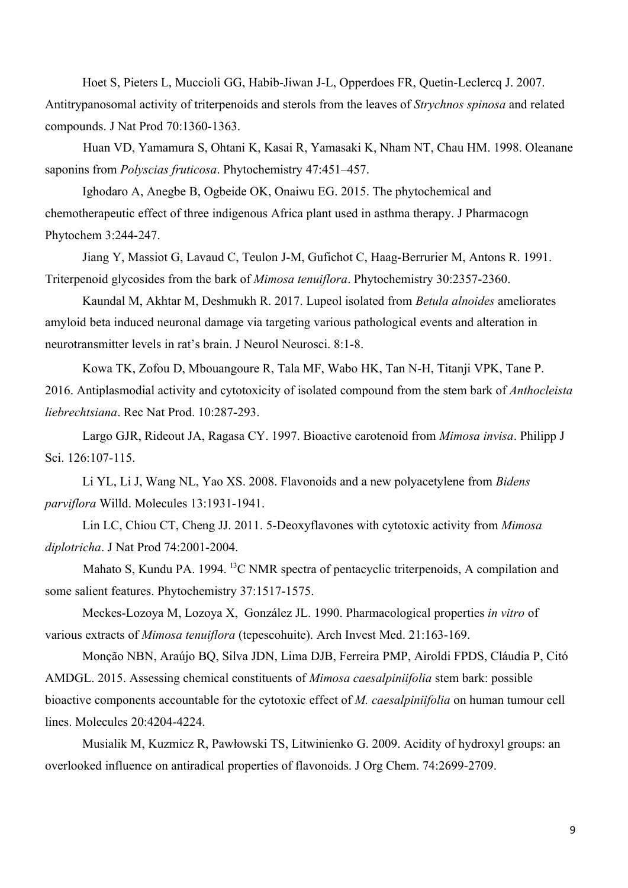Hoet S, Pieters L, Muccioli GG, Habib-Jiwan J-L, Opperdoes FR, Quetin-Leclercq J. 2007. Antitrypanosomal activity of triterpenoids and sterols from the leaves of *Strychnos spinosa* and related compounds. J Nat Prod 70:1360-1363.

Huan VD, Yamamura S, Ohtani K, Kasai R, Yamasaki K, Nham NT, Chau HM. 1998. Oleanane saponins from *Polyscias fruticosa*. Phytochemistry 47:451–457.

Ighodaro A, Anegbe B, Ogbeide OK, Onaiwu EG. 2015. The phytochemical and chemotherapeutic effect of three indigenous Africa plant used in asthma therapy. J Pharmacogn Phytochem 3:244-247.

Jiang Y, Massiot G, Lavaud C, Teulon J-M, Gufichot C, Haag-Berrurier M, Antons R. 1991. Triterpenoid glycosides from the bark of *Mimosa tenuiflora*. Phytochemistry 30:2357-2360.

Kaundal M, Akhtar M, Deshmukh R. 2017. Lupeol isolated from *Betula alnoides* ameliorates amyloid beta induced neuronal damage via targeting various pathological events and alteration in neurotransmitter levels in rat's brain. J Neurol Neurosci. 8:1-8.

Kowa TK, Zofou D, Mbouangoure R, Tala MF, Wabo HK, Tan N-H, Titanji VPK, Tane P. 2016. Antiplasmodial activity and cytotoxicity of isolated compound from the stem bark of *Anthocleista liebrechtsiana*. Rec Nat Prod. 10:287-293.

Largo GJR, Rideout JA, Ragasa CY. 1997. Bioactive carotenoid from *Mimosa invisa*. Philipp J Sci. 126:107-115.

Li YL, Li J, Wang NL, Yao XS. 2008. Flavonoids and a new polyacetylene from *Bidens parviflora* Willd. Molecules 13:1931-1941.

Lin LC, Chiou CT, Cheng JJ. 2011. 5-Deoxyflavones with cytotoxic activity from *Mimosa diplotricha*. J Nat Prod 74:2001-2004.

Mahato S, Kundu PA. 1994. $^{13}$C NMR spectra of pentacyclic triterpenoids, A compilation and some salient features. Phytochemistry 37:1517-1575.

Meckes-Lozoya M, Lozoya X, González JL. 1990. Pharmacological properties *in vitro* of various extracts of *Mimosa tenuiflora* (tepescohuite). Arch Invest Med. 21:163-169.

Monção NBN, Araújo BQ, Silva JDN, Lima DJB, Ferreira PMP, Airoldi FPDS, Cláudia P, Citó AMDGL. 2015. Assessing chemical constituents of *Mimosa caesalpiniifolia* stem bark: possible bioactive components accountable for the cytotoxic effect of *M. caesalpiniifolia* on human tumour cell lines. Molecules 20:4204-4224.

Musialik M, Kuzmicz R, Pawłowski TS, Litwinienko G. 2009. Acidity of hydroxyl groups: an overlooked influence on antiradical properties of flavonoids. J Org Chem. 74:2699-2709.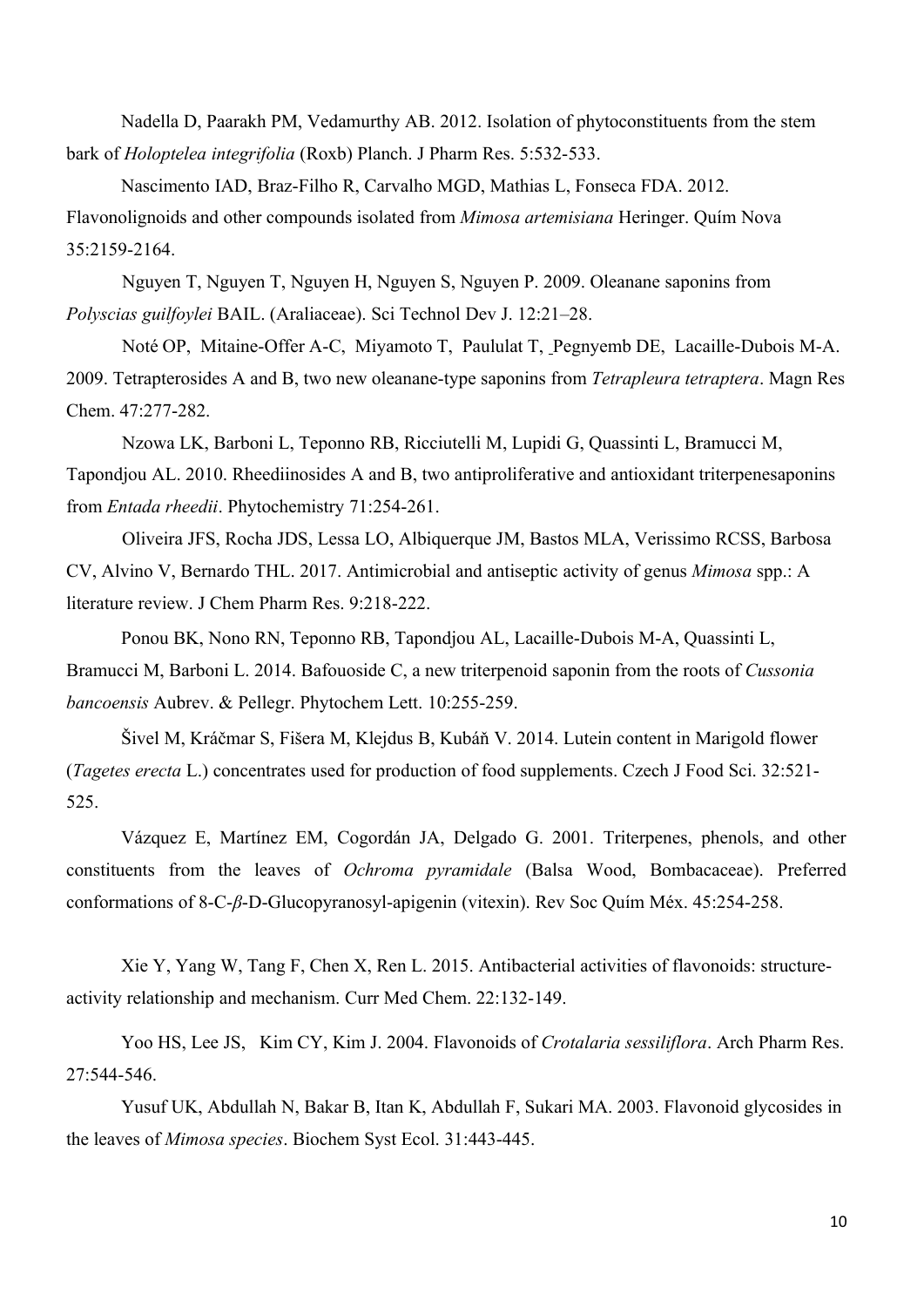Nadella D, Paarakh PM, Vedamurthy AB. 2012. Isolation of phytoconstituents from the stem bark of *Holoptelea integrifolia* (Roxb) Planch. J Pharm Res. 5:532-533.

Nascimento IAD, Braz-Filho R, Carvalho MGD, Mathias L, Fonseca FDA. 2012. Flavonolignoids and other compounds isolated from *Mimosa artemisiana* Heringer. Quím Nova 35:2159-2164.

Nguyen T, Nguyen T, Nguyen H, Nguyen S, Nguyen P. 2009. Oleanane saponins from *Polyscias guilfoylei* BAIL. (Araliaceae). Sci Technol Dev J. 12:21–28.

Noté OP, Mitaine-Offer A-C, Miyamoto T, Paululat T, Pegnyemb DE, Lacaille-Dubois M-A. 2009. Tetrapterosides A and B, two new oleanane-type saponins from *Tetrapleura tetraptera*. Magn Res Chem. 47:277-282.

Nzowa LK, Barboni L, Teponno RB, Ricciutelli M, Lupidi G, Quassinti L, Bramucci M, Tapondjou AL. 2010. Rheediinosides A and B, two antiproliferative and antioxidant triterpenesaponins from *Entada rheedii*. Phytochemistry 71:254-261.

Oliveira JFS, Rocha JDS, Lessa LO, Albiquerque JM, Bastos MLA, Verissimo RCSS, Barbosa CV, Alvino V, Bernardo THL. 2017. Antimicrobial and antiseptic activity of genus *Mimosa* spp.: A literature review. J Chem Pharm Res. 9:218-222.

Ponou BK, Nono RN, Teponno RB, Tapondjou AL, Lacaille-Dubois M-A, Quassinti L, Bramucci M, Barboni L. 2014. Bafouoside C, a new triterpenoid saponin from the roots of *Cussonia bancoensis* Aubrev. & Pellegr. Phytochem Lett. 10:255-259.

Šivel M, Kráčmar S, Fišera M, Klejdus B, Kubáň V. 2014. Lutein content in Marigold flower (*Tagetes erecta* L.) concentrates used for production of food supplements. Czech J Food Sci. 32:521-525.

Vázquez E, Martínez EM, Cogordán JA, Delgado G. 2001. Triterpenes, phenols, and other constituents from the leaves of *Ochroma pyramidale* (Balsa Wood, Bombacaceae). Preferred conformations of 8-C-*β*-D-Glucopyranosyl-apigenin (vitexin). Rev Soc Quím Méx. 45:254-258.

Xie Y, Yang W, Tang F, Chen X, Ren L. 2015. Antibacterial activities of flavonoids: structure-activity relationship and mechanism. Curr Med Chem. 22:132-149.

Yoo HS, Lee JS, Kim CY, Kim J. 2004. Flavonoids of *Crotalaria sessiliflora*. Arch Pharm Res. 27:544-546.

Yusuf UK, Abdullah N, Bakar B, Itan K, Abdullah F, Sukari MA. 2003. Flavonoid glycosides in the leaves of *Mimosa species*. Biochem Syst Ecol. 31:443-445.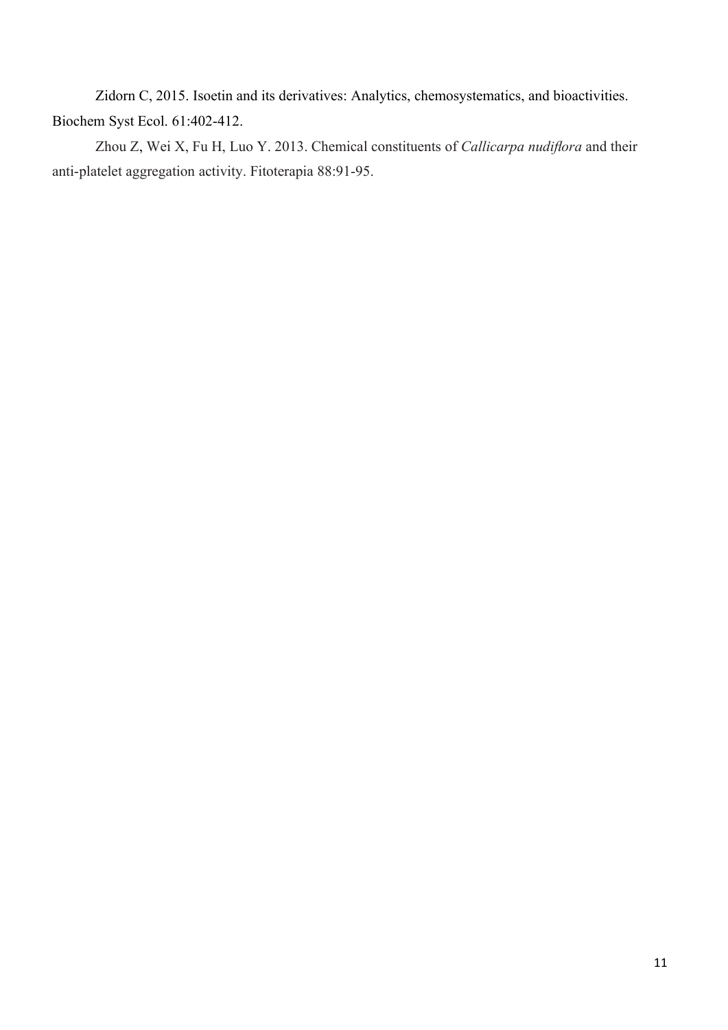Zidorn C, 2015. Isoetin and its derivatives: Analytics, chemosystematics, and bioactivities. Biochem Syst Ecol. 61:402-412.

Zhou Z, Wei X, Fu H, Luo Y. 2013. Chemical constituents of *Callicarpa nudiflora* and their anti-platelet aggregation activity. Fitoterapia 88:91-95.